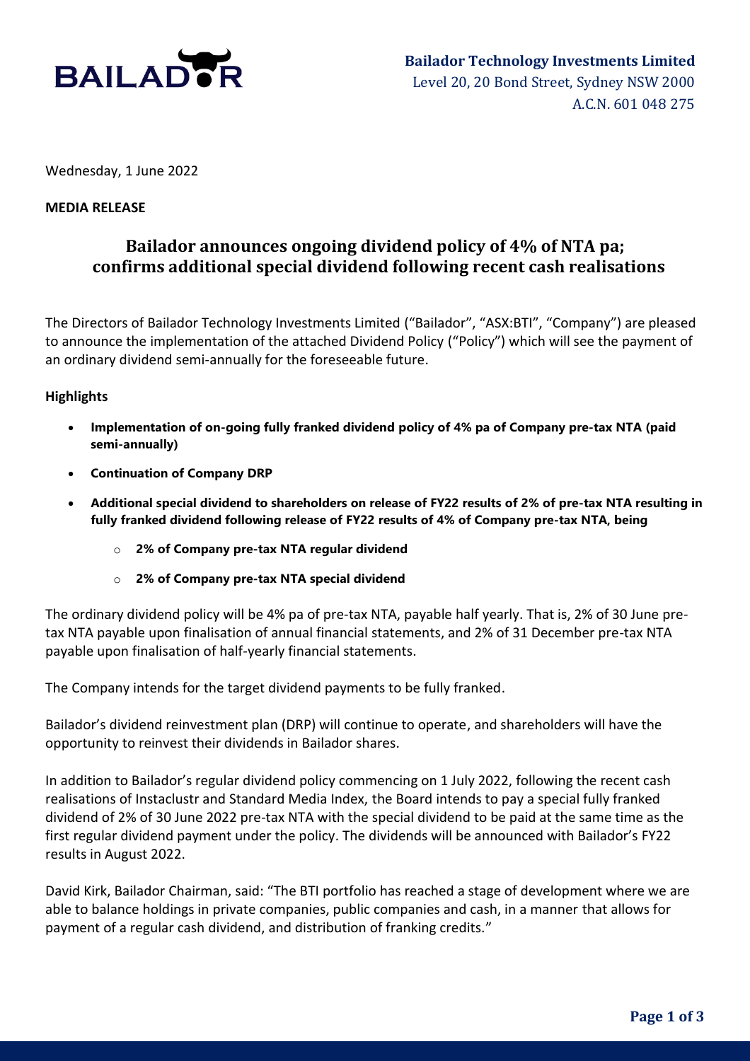**Bailador Technology Investments Limited**
Level 20, 20 Bond Street, Sydney NSW 2000
A.C.N. 601 048 275

Wednesday, 1 June 2022

**MEDIA RELEASE**

# Bailador announces ongoing dividend policy of 4% of NTA pa; confirms additional special dividend following recent cash realisations

The Directors of Bailador Technology Investments Limited ("Bailador", "ASX:BTI", "Company") are pleased to announce the implementation of the attached Dividend Policy ("Policy") which will see the payment of an ordinary dividend semi-annually for the foreseeable future.

**Highlights**

- **Implementation of on-going fully franked dividend policy of 4% pa of Company pre-tax NTA (paid semi-annually)**
- **Continuation of Company DRP**
- **Additional special dividend to shareholders on release of FY22 results of 2% of pre-tax NTA resulting in fully franked dividend following release of FY22 results of 4% of Company pre-tax NTA, being**
    - **2% of Company pre-tax NTA regular dividend**
    - **2% of Company pre-tax NTA special dividend**

The ordinary dividend policy will be 4% pa of pre-tax NTA, payable half yearly. That is, 2% of 30 June pre-tax NTA payable upon finalisation of annual financial statements, and 2% of 31 December pre-tax NTA payable upon finalisation of half-yearly financial statements.

The Company intends for the target dividend payments to be fully franked.

Bailador's dividend reinvestment plan (DRP) will continue to operate, and shareholders will have the opportunity to reinvest their dividends in Bailador shares.

In addition to Bailador's regular dividend policy commencing on 1 July 2022, following the recent cash realisations of Instaclustr and Standard Media Index, the Board intends to pay a special fully franked dividend of 2% of 30 June 2022 pre-tax NTA with the special dividend to be paid at the same time as the first regular dividend payment under the policy. The dividends will be announced with Bailador's FY22 results in August 2022.

David Kirk, Bailador Chairman, said: "The BTI portfolio has reached a stage of development where we are able to balance holdings in private companies, public companies and cash, in a manner that allows for payment of a regular cash dividend, and distribution of franking credits."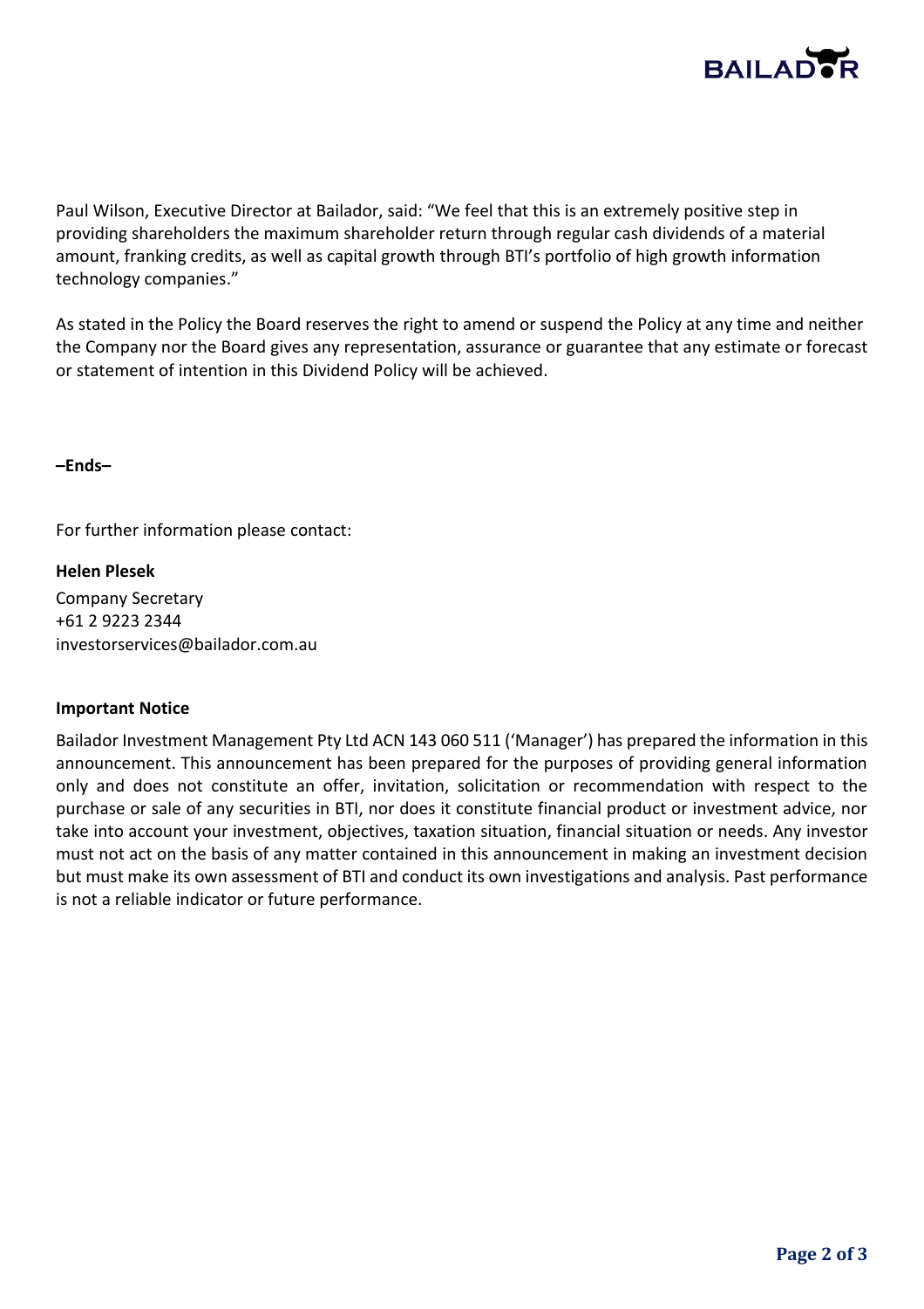Paul Wilson, Executive Director at Bailador, said: "We feel that this is an extremely positive step in providing shareholders the maximum shareholder return through regular cash dividends of a material amount, franking credits, as well as capital growth through BTI's portfolio of high growth information technology companies."

As stated in the Policy the Board reserves the right to amend or suspend the Policy at any time and neither the Company nor the Board gives any representation, assurance or guarantee that any estimate or forecast or statement of intention in this Dividend Policy will be achieved.

**–Ends–**

For further information please contact:

**Helen Plesek**
Company Secretary
+61 2 9223 2344
investorservices@bailador.com.au

**Important Notice**

Bailador Investment Management Pty Ltd ACN 143 060 511 ('Manager') has prepared the information in this announcement. This announcement has been prepared for the purposes of providing general information only and does not constitute an offer, invitation, solicitation or recommendation with respect to the purchase or sale of any securities in BTI, nor does it constitute financial product or investment advice, nor take into account your investment, objectives, taxation situation, financial situation or needs. Any investor must not act on the basis of any matter contained in this announcement in making an investment decision but must make its own assessment of BTI and conduct its own investigations and analysis. Past performance is not a reliable indicator or future performance.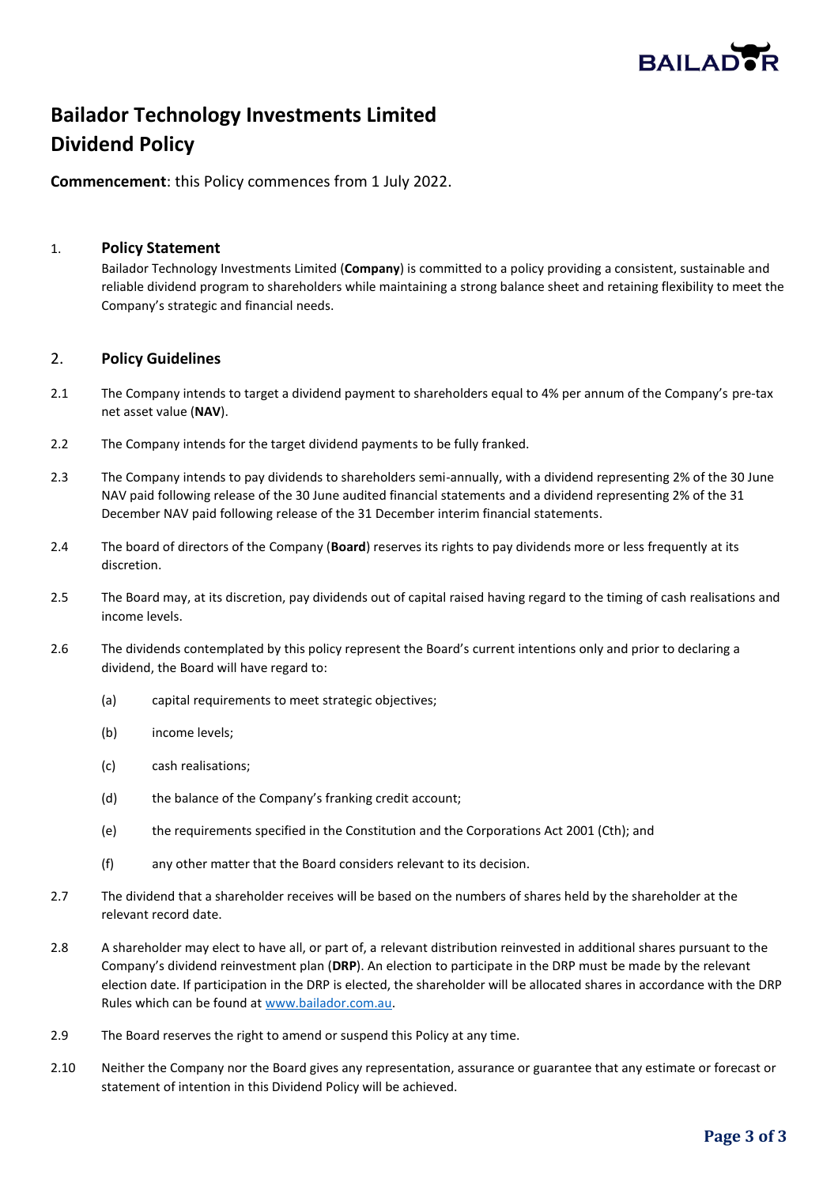# Bailador Technology Investments Limited
# Dividend Policy

**Commencement**: this Policy commences from 1 July 2022.

## 1. Policy Statement

Bailador Technology Investments Limited (**Company**) is committed to a policy providing a consistent, sustainable and reliable dividend program to shareholders while maintaining a strong balance sheet and retaining flexibility to meet the Company's strategic and financial needs.

## 2. Policy Guidelines

2.1 The Company intends to target a dividend payment to shareholders equal to 4% per annum of the Company's pre-tax net asset value (**NAV**).

2.2 The Company intends for the target dividend payments to be fully franked.

2.3 The Company intends to pay dividends to shareholders semi-annually, with a dividend representing 2% of the 30 June NAV paid following release of the 30 June audited financial statements and a dividend representing 2% of the 31 December NAV paid following release of the 31 December interim financial statements.

2.4 The board of directors of the Company (**Board**) reserves its rights to pay dividends more or less frequently at its discretion.

2.5 The Board may, at its discretion, pay dividends out of capital raised having regard to the timing of cash realisations and income levels.

2.6 The dividends contemplated by this policy represent the Board's current intentions only and prior to declaring a dividend, the Board will have regard to:

(a) capital requirements to meet strategic objectives;

(b) income levels;

(c) cash realisations;

(d) the balance of the Company's franking credit account;

(e) the requirements specified in the Constitution and the Corporations Act 2001 (Cth); and

(f) any other matter that the Board considers relevant to its decision.

2.7 The dividend that a shareholder receives will be based on the numbers of shares held by the shareholder at the relevant record date.

2.8 A shareholder may elect to have all, or part of, a relevant distribution reinvested in additional shares pursuant to the Company's dividend reinvestment plan (**DRP**). An election to participate in the DRP must be made by the relevant election date. If participation in the DRP is elected, the shareholder will be allocated shares in accordance with the DRP Rules which can be found at www.bailador.com.au.

2.9 The Board reserves the right to amend or suspend this Policy at any time.

2.10 Neither the Company nor the Board gives any representation, assurance or guarantee that any estimate or forecast or statement of intention in this Dividend Policy will be achieved.